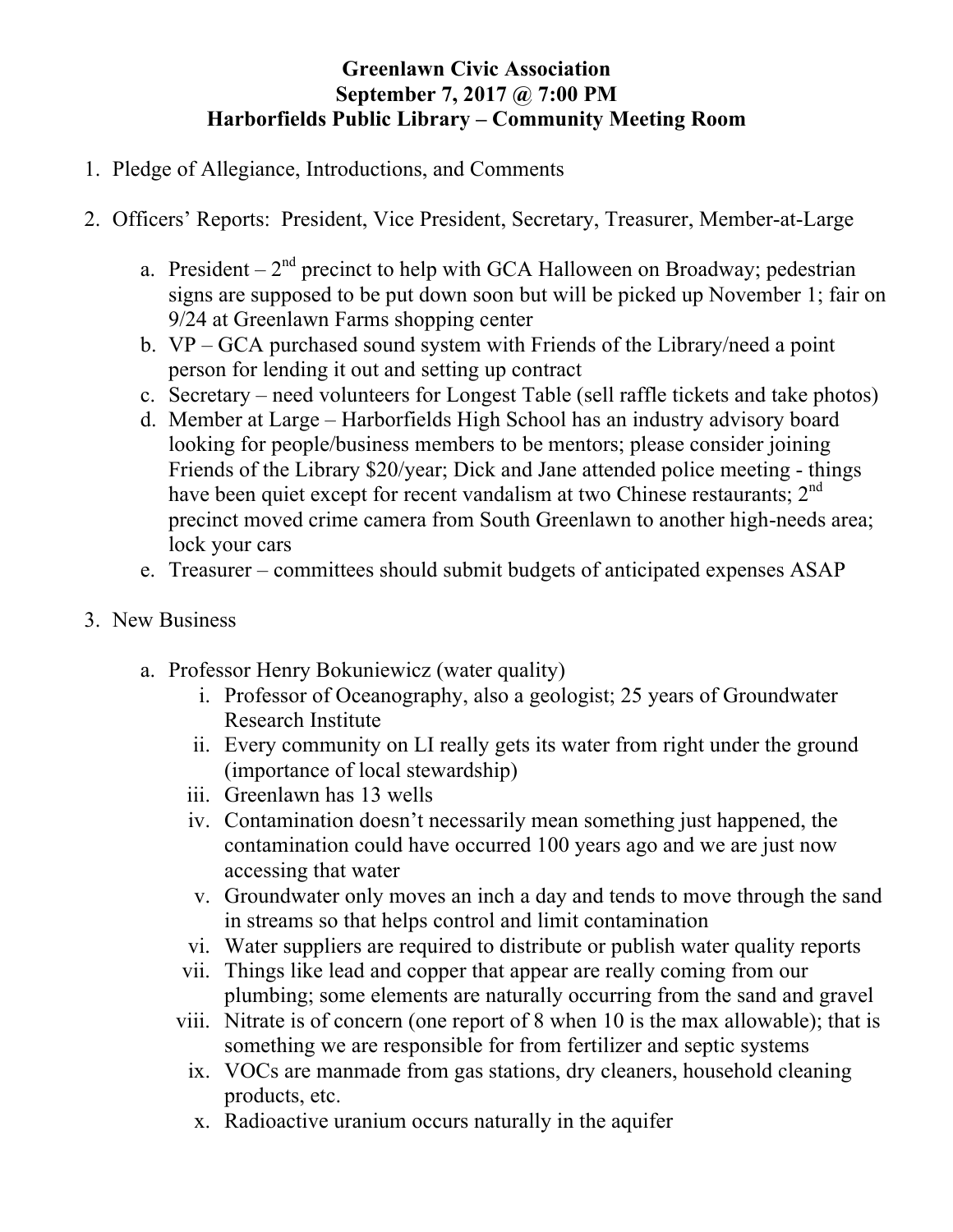**Greenlawn Civic Association**
**September 7, 2017 @ 7:00 PM**
**Harborfields Public Library – Community Meeting Room**

1. Pledge of Allegiance, Introductions, and Comments

2. Officers' Reports: President, Vice President, Secretary, Treasurer, Member-at-Large

    a. President – 2nd precinct to help with GCA Halloween on Broadway; pedestrian signs are supposed to be put down soon but will be picked up November 1; fair on 9/24 at Greenlawn Farms shopping center
    b. VP – GCA purchased sound system with Friends of the Library/need a point person for lending it out and setting up contract
    c. Secretary – need volunteers for Longest Table (sell raffle tickets and take photos)
    d. Member at Large – Harborfields High School has an industry advisory board looking for people/business members to be mentors; please consider joining Friends of the Library $20/year; Dick and Jane attended police meeting - things have been quiet except for recent vandalism at two Chinese restaurants; 2nd precinct moved crime camera from South Greenlawn to another high-needs area; lock your cars
    e. Treasurer – committees should submit budgets of anticipated expenses ASAP

3. New Business

    a. Professor Henry Bokuniewicz (water quality)
        i. Professor of Oceanography, also a geologist; 25 years of Groundwater Research Institute
        ii. Every community on LI really gets its water from right under the ground (importance of local stewardship)
        iii. Greenlawn has 13 wells
        iv. Contamination doesn't necessarily mean something just happened, the contamination could have occurred 100 years ago and we are just now accessing that water
        v. Groundwater only moves an inch a day and tends to move through the sand in streams so that helps control and limit contamination
        vi. Water suppliers are required to distribute or publish water quality reports
        vii. Things like lead and copper that appear are really coming from our plumbing; some elements are naturally occurring from the sand and gravel
        viii. Nitrate is of concern (one report of 8 when 10 is the max allowable); that is something we are responsible for from fertilizer and septic systems
        ix. VOCs are manmade from gas stations, dry cleaners, household cleaning products, etc.
        x. Radioactive uranium occurs naturally in the aquifer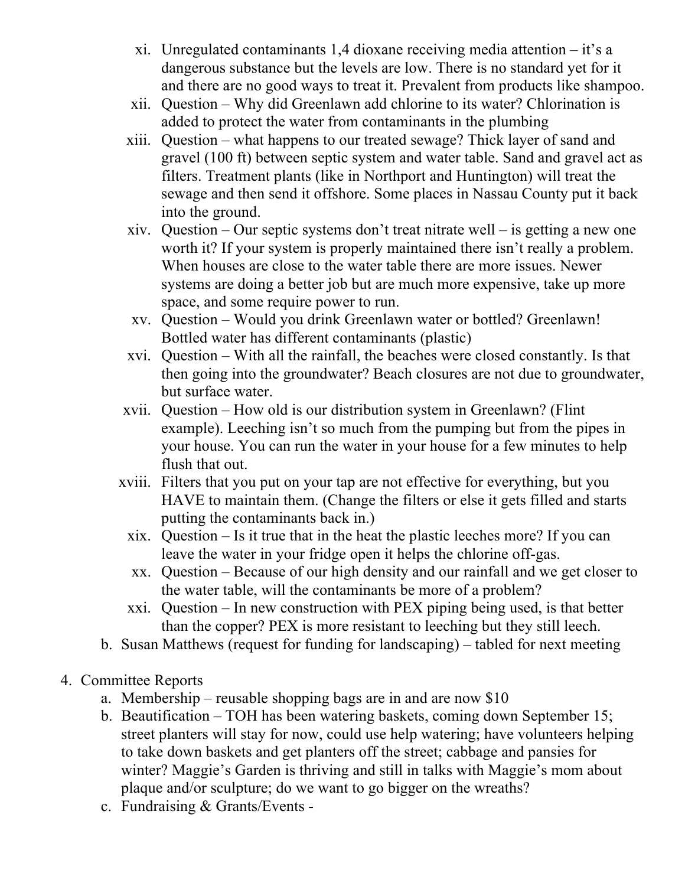xi. Unregulated contaminants 1,4 dioxane receiving media attention – it's a dangerous substance but the levels are low. There is no standard yet for it and there are no good ways to treat it. Prevalent from products like shampoo.

xii. Question – Why did Greenlawn add chlorine to its water? Chlorination is added to protect the water from contaminants in the plumbing

xiii. Question – what happens to our treated sewage? Thick layer of sand and gravel (100 ft) between septic system and water table. Sand and gravel act as filters. Treatment plants (like in Northport and Huntington) will treat the sewage and then send it offshore. Some places in Nassau County put it back into the ground.

xiv. Question – Our septic systems don't treat nitrate well – is getting a new one worth it? If your system is properly maintained there isn't really a problem. When houses are close to the water table there are more issues. Newer systems are doing a better job but are much more expensive, take up more space, and some require power to run.

xv. Question – Would you drink Greenlawn water or bottled? Greenlawn! Bottled water has different contaminants (plastic)

xvi. Question – With all the rainfall, the beaches were closed constantly. Is that then going into the groundwater? Beach closures are not due to groundwater, but surface water.

xvii. Question – How old is our distribution system in Greenlawn? (Flint example). Leeching isn't so much from the pumping but from the pipes in your house. You can run the water in your house for a few minutes to help flush that out.

xviii. Filters that you put on your tap are not effective for everything, but you HAVE to maintain them. (Change the filters or else it gets filled and starts putting the contaminants back in.)

xix. Question – Is it true that in the heat the plastic leeches more? If you can leave the water in your fridge open it helps the chlorine off-gas.

xx. Question – Because of our high density and our rainfall and we get closer to the water table, will the contaminants be more of a problem?

xxi. Question – In new construction with PEX piping being used, is that better than the copper? PEX is more resistant to leeching but they still leech.

b. Susan Matthews (request for funding for landscaping) – tabled for next meeting

4. Committee Reports
   a. Membership – reusable shopping bags are in and are now $10
   b. Beautification – TOH has been watering baskets, coming down September 15; street planters will stay for now, could use help watering; have volunteers helping to take down baskets and get planters off the street; cabbage and pansies for winter? Maggie's Garden is thriving and still in talks with Maggie's mom about plaque and/or sculpture; do we want to go bigger on the wreaths?
   c. Fundraising & Grants/Events -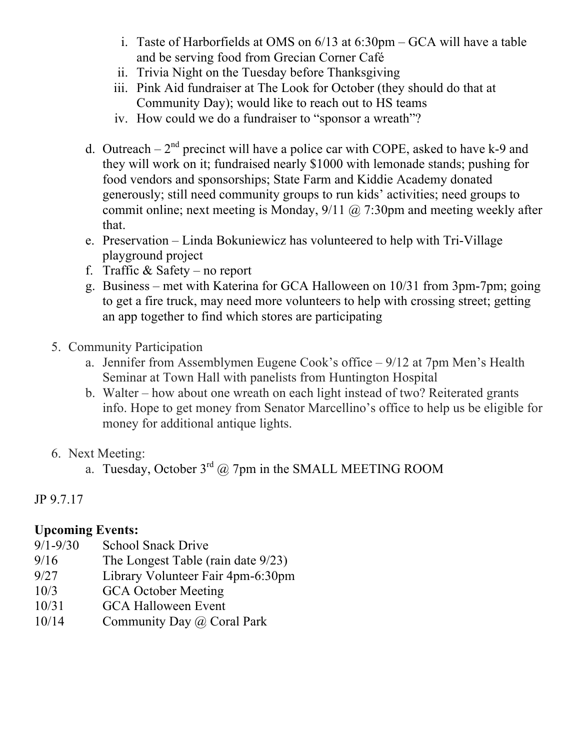i. Taste of Harborfields at OMS on 6/13 at 6:30pm – GCA will have a table and be serving food from Grecian Corner Café
ii. Trivia Night on the Tuesday before Thanksgiving
iii. Pink Aid fundraiser at The Look for October (they should do that at Community Day); would like to reach out to HS teams
iv. How could we do a fundraiser to "sponsor a wreath"?

d. Outreach – 2nd precinct will have a police car with COPE, asked to have k-9 and they will work on it; fundraised nearly $1000 with lemonade stands; pushing for food vendors and sponsorships; State Farm and Kiddie Academy donated generously; still need community groups to run kids' activities; need groups to commit online; next meeting is Monday, 9/11 @ 7:30pm and meeting weekly after that.
e. Preservation – Linda Bokuniewicz has volunteered to help with Tri-Village playground project
f. Traffic & Safety – no report
g. Business – met with Katerina for GCA Halloween on 10/31 from 3pm-7pm; going to get a fire truck, may need more volunteers to help with crossing street; getting an app together to find which stores are participating

5. Community Participation
   a. Jennifer from Assemblymen Eugene Cook's office – 9/12 at 7pm Men's Health Seminar at Town Hall with panelists from Huntington Hospital
   b. Walter – how about one wreath on each light instead of two? Reiterated grants info. Hope to get money from Senator Marcellino's office to help us be eligible for money for additional antique lights.

6. Next Meeting:
   a. Tuesday, October 3rd @ 7pm in the SMALL MEETING ROOM

JP 9.7.17

**Upcoming Events:**

| | |
|---|---|
| 9/1-9/30 | School Snack Drive |
| 9/16 | The Longest Table (rain date 9/23) |
| 9/27 | Library Volunteer Fair 4pm-6:30pm |
| 10/3 | GCA October Meeting |
| 10/31 | GCA Halloween Event |
| 10/14 | Community Day @ Coral Park |